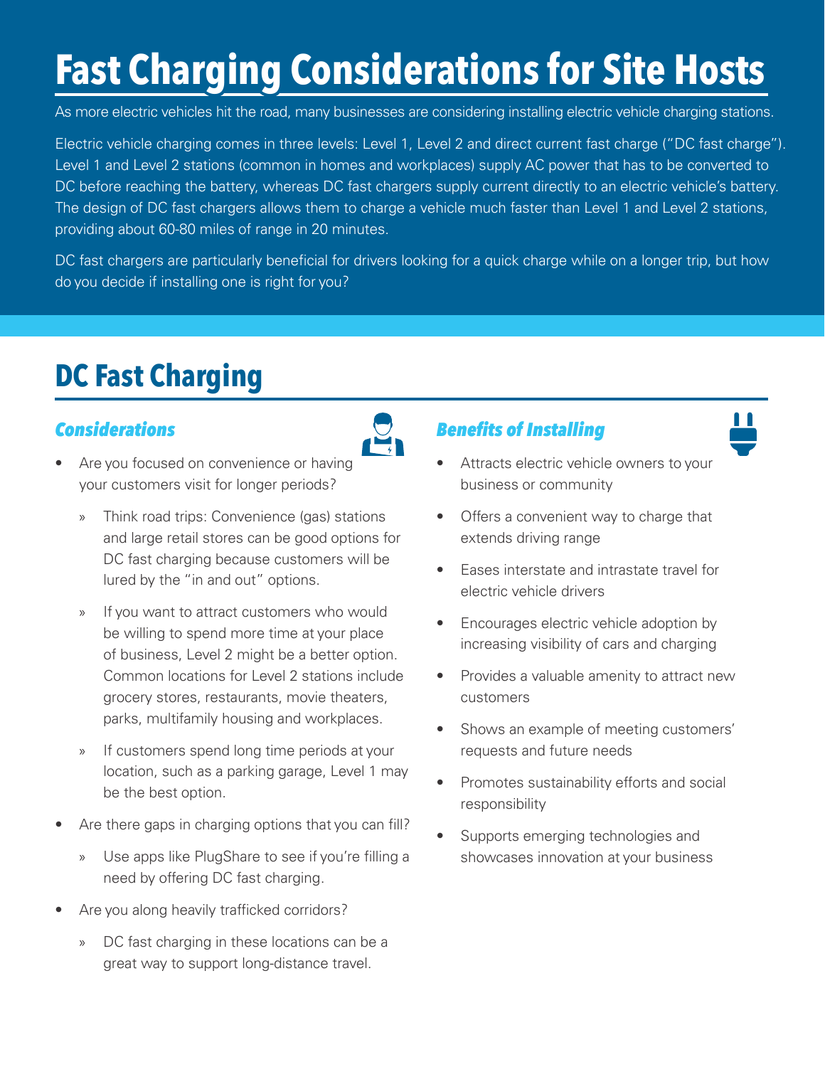# Fast Charging Considerations for Site Hosts

As more electric vehicles hit the road, many businesses are considering installing electric vehicle charging stations.

Electric vehicle charging comes in three levels: Level 1, Level 2 and direct current fast charge ("DC fast charge"). Level 1 and Level 2 stations (common in homes and workplaces) supply AC power that has to be converted to DC before reaching the battery, whereas DC fast chargers supply current directly to an electric vehicle's battery. The design of DC fast chargers allows them to charge a vehicle much faster than Level 1 and Level 2 stations, providing about 60-80 miles of range in 20 minutes.

DC fast chargers are particularly beneficial for drivers looking for a quick charge while on a longer trip, but how do you decide if installing one is right for you?

## DC Fast Charging

### *Considerations*

- Are you focused on convenience or having your customers visit for longer periods?
  - Think road trips: Convenience (gas) stations and large retail stores can be good options for DC fast charging because customers will be lured by the "in and out" options.
  - If you want to attract customers who would be willing to spend more time at your place of business, Level 2 might be a better option. Common locations for Level 2 stations include grocery stores, restaurants, movie theaters, parks, multifamily housing and workplaces.
  - If customers spend long time periods at your location, such as a parking garage, Level 1 may be the best option.
- Are there gaps in charging options that you can fill?
  - Use apps like PlugShare to see if you're filling a need by offering DC fast charging.
- Are you along heavily trafficked corridors?
  - DC fast charging in these locations can be a great way to support long-distance travel.

### *Benefits of Installing*

- Attracts electric vehicle owners to your business or community
- Offers a convenient way to charge that extends driving range
- Eases interstate and intrastate travel for electric vehicle drivers
- Encourages electric vehicle adoption by increasing visibility of cars and charging
- Provides a valuable amenity to attract new customers
- Shows an example of meeting customers' requests and future needs
- Promotes sustainability efforts and social responsibility
- Supports emerging technologies and showcases innovation at your business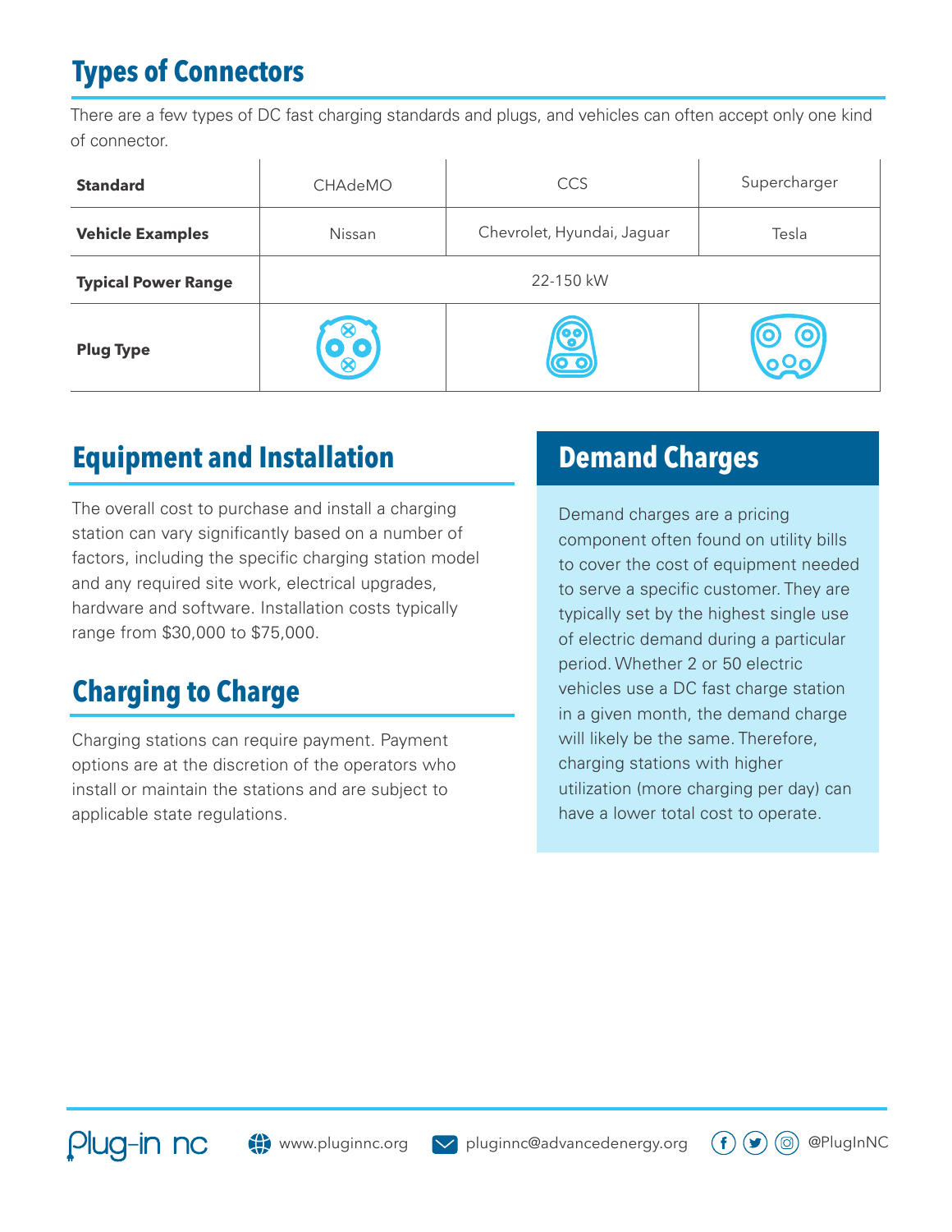## Types of Connectors

There are a few types of DC fast charging standards and plugs, and vehicles can often accept only one kind of connector.

| **Standard** | CHAdeMO | CCS | Supercharger |
|---|---|---|---|
| **Vehicle Examples** | Nissan | Chevrolet, Hyundai, Jaguar | Tesla |
| **Typical Power Range** | 22-150 kW | | |
| **Plug Type** | | | |

## Equipment and Installation

The overall cost to purchase and install a charging station can vary significantly based on a number of factors, including the specific charging station model and any required site work, electrical upgrades, hardware and software. Installation costs typically range from $30,000 to $75,000.

## Charging to Charge

Charging stations can require payment. Payment options are at the discretion of the operators who install or maintain the stations and are subject to applicable state regulations.

## Demand Charges

Demand charges are a pricing component often found on utility bills to cover the cost of equipment needed to serve a specific customer. They are typically set by the highest single use of electric demand during a particular period. Whether 2 or 50 electric vehicles use a DC fast charge station in a given month, the demand charge will likely be the same. Therefore, charging stations with higher utilization (more charging per day) can have a lower total cost to operate.

Plug-in nc www.pluginnc.org pluginnc@advancedenergy.org @PlugInNC